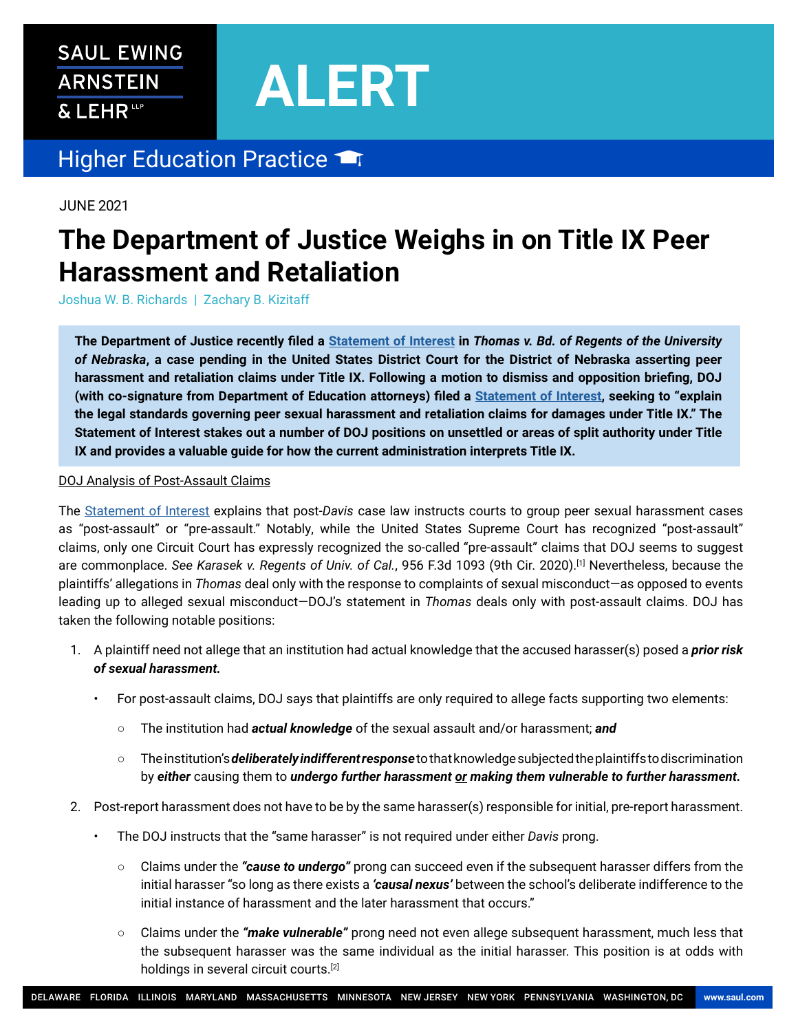SAUL EWING ARNSTEIN & LEHR LLP

# ALERT

## Higher Education Practice

JUNE 2021

# The Department of Justice Weighs in on Title IX Peer Harassment and Retaliation

Joshua W. B. Richards | Zachary B. Kizitaff

**The Department of Justice recently filed a Statement of Interest in *Thomas v. Bd. of Regents of the University of Nebraska*, a case pending in the United States District Court for the District of Nebraska asserting peer harassment and retaliation claims under Title IX. Following a motion to dismiss and opposition briefing, DOJ (with co-signature from Department of Education attorneys) filed a Statement of Interest, seeking to "explain the legal standards governing peer sexual harassment and retaliation claims for damages under Title IX." The Statement of Interest stakes out a number of DOJ positions on unsettled or areas of split authority under Title IX and provides a valuable guide for how the current administration interprets Title IX.**

DOJ Analysis of Post-Assault Claims

The Statement of Interest explains that post-*Davis* case law instructs courts to group peer sexual harassment cases as "post-assault" or "pre-assault." Notably, while the United States Supreme Court has recognized "post-assault" claims, only one Circuit Court has expressly recognized the so-called "pre-assault" claims that DOJ seems to suggest are commonplace. *See Karasek v. Regents of Univ. of Cal.*, 956 F.3d 1093 (9th Cir. 2020).[1] Nevertheless, because the plaintiffs' allegations in *Thomas* deal only with the response to complaints of sexual misconduct—as opposed to events leading up to alleged sexual misconduct—DOJ's statement in *Thomas* deals only with post-assault claims. DOJ has taken the following notable positions:

1. A plaintiff need not allege that an institution had actual knowledge that the accused harasser(s) posed a ***prior risk of sexual harassment.***
   - For post-assault claims, DOJ says that plaintiffs are only required to allege facts supporting two elements:
     - The institution had ***actual knowledge*** of the sexual assault and/or harassment; ***and***
     - The institution's ***deliberately indifferent response*** to that knowledge subjected the plaintiffs to discrimination by ***either*** causing them to ***undergo further harassment or making them vulnerable to further harassment.***
2. Post-report harassment does not have to be by the same harasser(s) responsible for initial, pre-report harassment.
   - The DOJ instructs that the "same harasser" is not required under either *Davis* prong.
     - Claims under the ***"cause to undergo"*** prong can succeed even if the subsequent harasser differs from the initial harasser "so long as there exists a ***'causal nexus'*** between the school's deliberate indifference to the initial instance of harassment and the later harassment that occurs."
     - Claims under the ***"make vulnerable"*** prong need not even allege subsequent harassment, much less that the subsequent harasser was the same individual as the initial harasser. This position is at odds with holdings in several circuit courts.[2]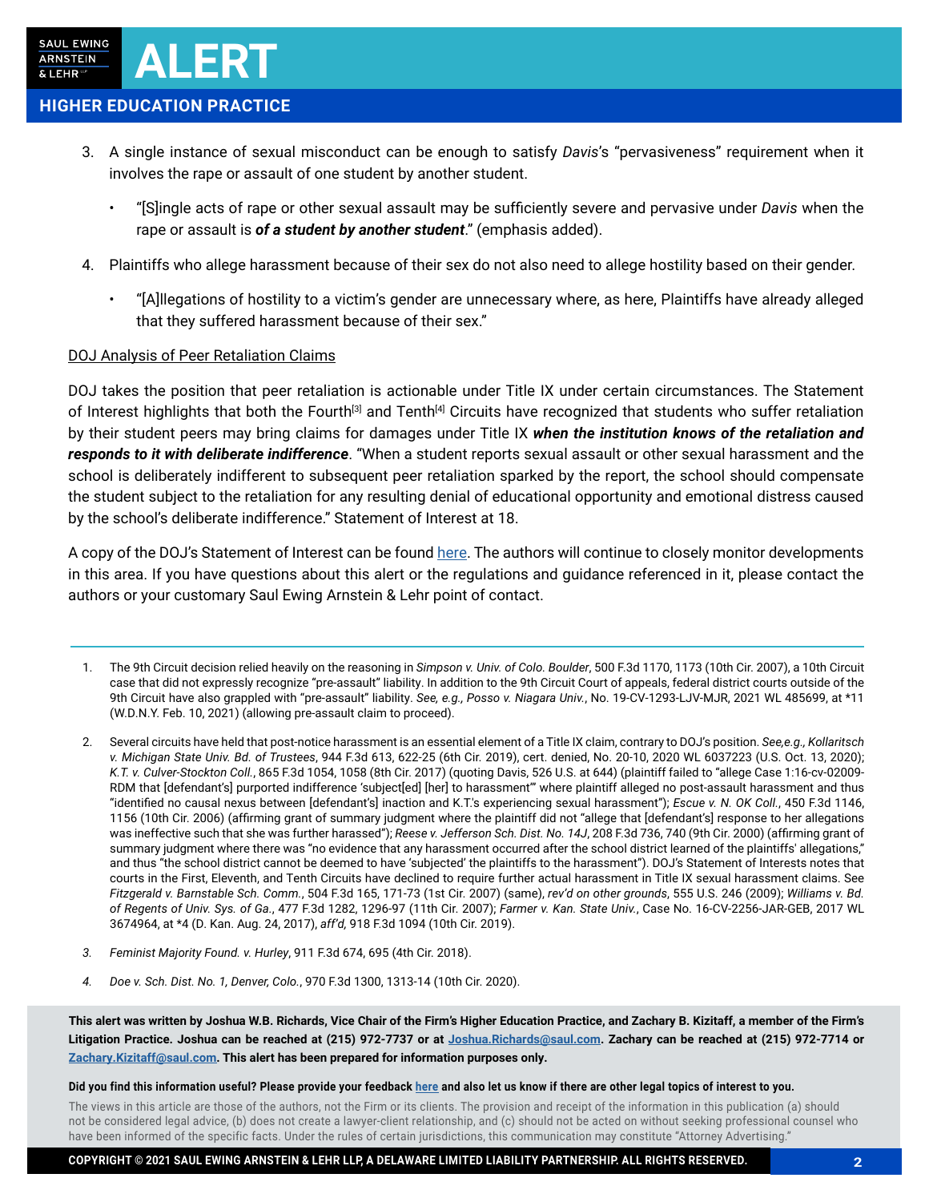3. A single instance of sexual misconduct can be enough to satisfy *Davis*'s "pervasiveness" requirement when it involves the rape or assault of one student by another student.

   - "[S]ingle acts of rape or other sexual assault may be sufficiently severe and pervasive under *Davis* when the rape or assault is ***of a student by another student***." (emphasis added).

4. Plaintiffs who allege harassment because of their sex do not also need to allege hostility based on their gender.

   - "[A]llegations of hostility to a victim's gender are unnecessary where, as here, Plaintiffs have already alleged that they suffered harassment because of their sex."

<u>DOJ Analysis of Peer Retaliation Claims</u>

DOJ takes the position that peer retaliation is actionable under Title IX under certain circumstances. The Statement of Interest highlights that both the Fourth[3] and Tenth[4] Circuits have recognized that students who suffer retaliation by their student peers may bring claims for damages under Title IX ***when the institution knows of the retaliation and responds to it with deliberate indifference***. "When a student reports sexual assault or other sexual harassment and the school is deliberately indifferent to subsequent peer retaliation sparked by the report, the school should compensate the student subject to the retaliation for any resulting denial of educational opportunity and emotional distress caused by the school's deliberate indifference." Statement of Interest at 18.

A copy of the DOJ's Statement of Interest can be found here. The authors will continue to closely monitor developments in this area. If you have questions about this alert or the regulations and guidance referenced in it, please contact the authors or your customary Saul Ewing Arnstein & Lehr point of contact.

---

1. The 9th Circuit decision relied heavily on the reasoning in *Simpson v. Univ. of Colo. Boulder*, 500 F.3d 1170, 1173 (10th Cir. 2007), a 10th Circuit case that did not expressly recognize "pre-assault" liability. In addition to the 9th Circuit Court of appeals, federal district courts outside of the 9th Circuit have also grappled with "pre-assault" liability. *See, e.g., Posso v. Niagara Univ.*, No. 19-CV-1293-LJV-MJR, 2021 WL 485699, at *11 (W.D.N.Y. Feb. 10, 2021) (allowing pre-assault claim to proceed).

2. Several circuits have held that post-notice harassment is an essential element of a Title IX claim, contrary to DOJ's position. *See,e.g., Kollaritsch v. Michigan State Univ. Bd. of Trustees*, 944 F.3d 613, 622-25 (6th Cir. 2019), cert. denied, No. 20-10, 2020 WL 6037223 (U.S. Oct. 13, 2020); *K.T. v. Culver-Stockton Coll.*, 865 F.3d 1054, 1058 (8th Cir. 2017) (quoting Davis, 526 U.S. at 644) (plaintiff failed to "allege Case 1:16-cv-02009-RDM that [defendant's] purported indifference 'subject[ed]' [her] to harassment'" where plaintiff alleged no post-assault harassment and thus "identified no causal nexus between [defendant's] inaction and K.T.'s experiencing sexual harassment"); *Escue v. N. OK Coll.*, 450 F.3d 1146, 1156 (10th Cir. 2006) (affirming grant of summary judgment where the plaintiff did not "allege that [defendant's] response to her allegations was ineffective such that she was further harassed"); *Reese v. Jefferson Sch. Dist. No. 14J*, 208 F.3d 736, 740 (9th Cir. 2000) (affirming grant of summary judgment where there was "no evidence that any harassment occurred after the school district learned of the plaintiffs' allegations," and thus "the school district cannot be deemed to have 'subjected' the plaintiffs to the harassment"). DOJ's Statement of Interests notes that courts in the First, Eleventh, and Tenth Circuits have declined to require further actual harassment in Title IX sexual harassment claims. See *Fitzgerald v. Barnstable Sch. Comm.*, 504 F.3d 165, 171-73 (1st Cir. 2007) (same), *rev'd on other grounds*, 555 U.S. 246 (2009); *Williams v. Bd. of Regents of Univ. Sys. of Ga.*, 477 F.3d 1282, 1296-97 (11th Cir. 2007); *Farmer v. Kan. State Univ.*, Case No. 16-CV-2256-JAR-GEB, 2017 WL 3674964, at *4 (D. Kan. Aug. 24, 2017), *aff'd*, 918 F.3d 1094 (10th Cir. 2019).

3. *Feminist Majority Found. v. Hurley*, 911 F.3d 674, 695 (4th Cir. 2018).

4. *Doe v. Sch. Dist. No. 1, Denver, Colo.*, 970 F.3d 1300, 1313-14 (10th Cir. 2020).

**This alert was written by Joshua W.B. Richards, Vice Chair of the Firm's Higher Education Practice, and Zachary B. Kizitaff, a member of the Firm's Litigation Practice. Joshua can be reached at (215) 972-7737 or at Joshua.Richards@saul.com. Zachary can be reached at (215) 972-7714 or Zachary.Kizitaff@saul.com. This alert has been prepared for information purposes only.**

**Did you find this information useful? Please provide your feedback here and also let us know if there are other legal topics of interest to you.**

The views in this article are those of the authors, not the Firm or its clients. The provision and receipt of the information in this publication (a) should not be considered legal advice, (b) does not create a lawyer-client relationship, and (c) should not be acted on without seeking professional counsel who have been informed of the specific facts. Under the rules of certain jurisdictions, this communication may constitute "Attorney Advertising."

**COPYRIGHT © 2021 SAUL EWING ARNSTEIN & LEHR LLP, A DELAWARE LIMITED LIABILITY PARTNERSHIP. ALL RIGHTS RESERVED.**